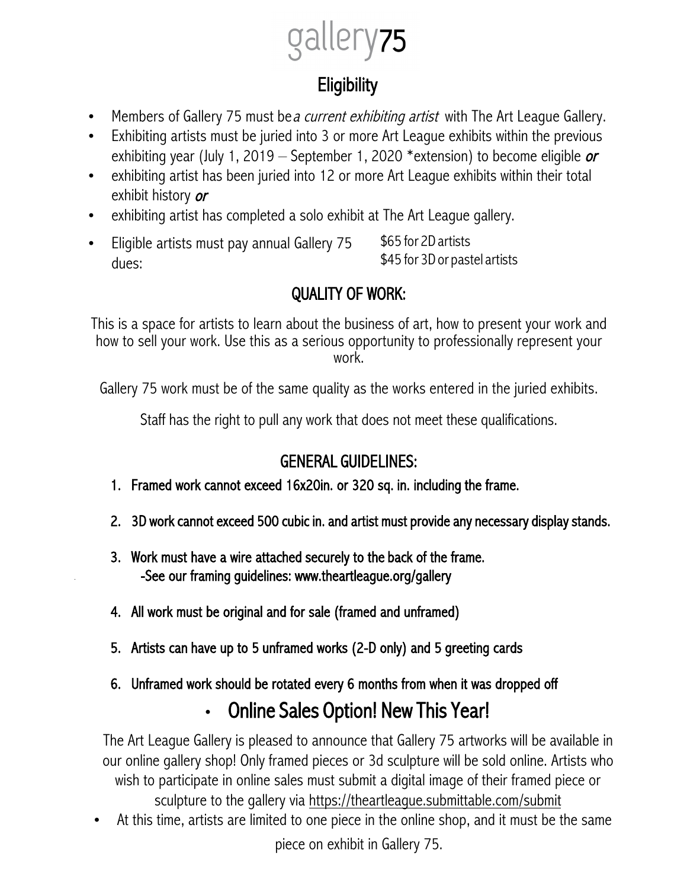# gallery75

## Eligibility

- Members of Gallery 75 must be *a current exhibiting artist* with The Art League Gallery.
- Exhibiting artists must be juried into 3 or more Art League exhibits within the previous exhibiting year (July 1, 2019 – September 1, 2020 *extension) to become eligible ***or***
- exhibiting artist has been juried into 12 or more Art League exhibits within their total exhibit history ***or***
- exhibiting artist has completed a solo exhibit at The Art League gallery.
- Eligible artists must pay annual Gallery 75 dues:
  - $65 for 2D artists
  - $45 for 3D or pastel artists

## QUALITY OF WORK:

This is a space for artists to learn about the business of art, how to present your work and how to sell your work. Use this as a serious opportunity to professionally represent your work.

Gallery 75 work must be of the same quality as the works entered in the juried exhibits.

Staff has the right to pull any work that does not meet these qualifications.

## GENERAL GUIDELINES:

1. Framed work cannot exceed 16x20in. or 320 sq. in. including the frame.
2. 3D work cannot exceed 500 cubic in. and artist must provide any necessary display stands.
3. Work must have a wire attached securely to the back of the frame.
   -See our framing guidelines: www.theartleague.org/gallery
4. All work must be original and for sale (framed and unframed)
5. Artists can have up to 5 unframed works (2-D only) and 5 greeting cards
6. Unframed work should be rotated every 6 months from when it was dropped off

## • Online Sales Option! New This Year!

The Art League Gallery is pleased to announce that Gallery 75 artworks will be available in our online gallery shop! Only framed pieces or 3d sculpture will be sold online. Artists who wish to participate in online sales must submit a digital image of their framed piece or sculpture to the gallery via https://theartleague.submittable.com/submit

- At this time, artists are limited to one piece in the online shop, and it must be the same piece on exhibit in Gallery 75.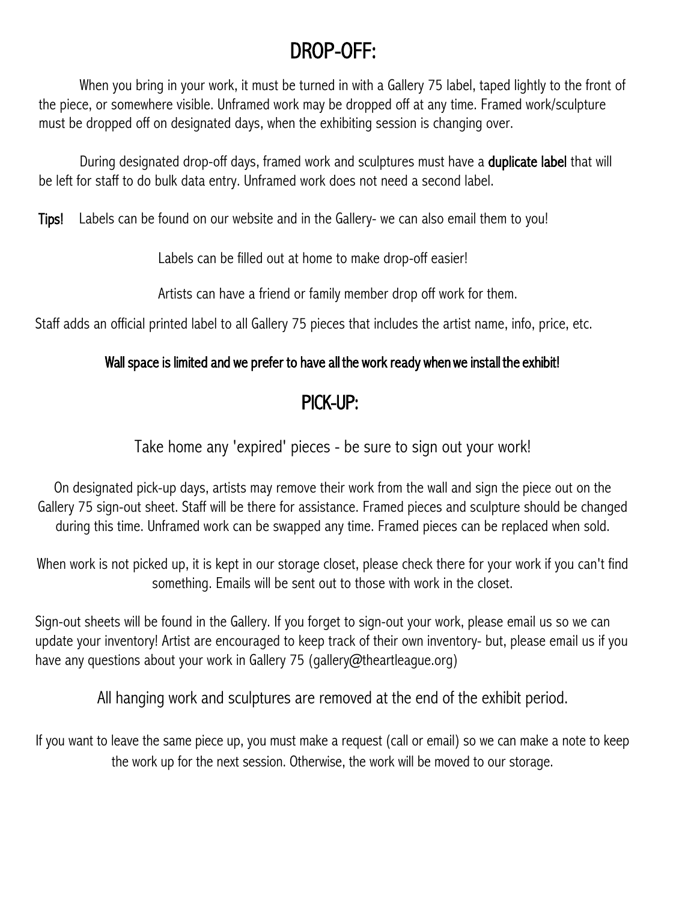# DROP-OFF:

When you bring in your work, it must be turned in with a Gallery 75 label, taped lightly to the front of the piece, or somewhere visible. Unframed work may be dropped off at any time. Framed work/sculpture must be dropped off on designated days, when the exhibiting session is changing over.

During designated drop-off days, framed work and sculptures must have a **duplicate label** that will be left for staff to do bulk data entry. Unframed work does not need a second label.

**Tips!** Labels can be found on our website and in the Gallery- we can also email them to you!

Labels can be filled out at home to make drop-off easier!

Artists can have a friend or family member drop off work for them.

Staff adds an official printed label to all Gallery 75 pieces that includes the artist name, info, price, etc.

**Wall space is limited and we prefer to have all the work ready when we install the exhibit!**

# PICK-UP:

Take home any 'expired' pieces - be sure to sign out your work!

On designated pick-up days, artists may remove their work from the wall and sign the piece out on the Gallery 75 sign-out sheet. Staff will be there for assistance. Framed pieces and sculpture should be changed during this time. Unframed work can be swapped any time. Framed pieces can be replaced when sold.

When work is not picked up, it is kept in our storage closet, please check there for your work if you can't find something. Emails will be sent out to those with work in the closet.

Sign-out sheets will be found in the Gallery. If you forget to sign-out your work, please email us so we can update your inventory! Artist are encouraged to keep track of their own inventory- but, please email us if you have any questions about your work in Gallery 75 (gallery@theartleague.org)

All hanging work and sculptures are removed at the end of the exhibit period.

If you want to leave the same piece up, you must make a request (call or email) so we can make a note to keep the work up for the next session. Otherwise, the work will be moved to our storage.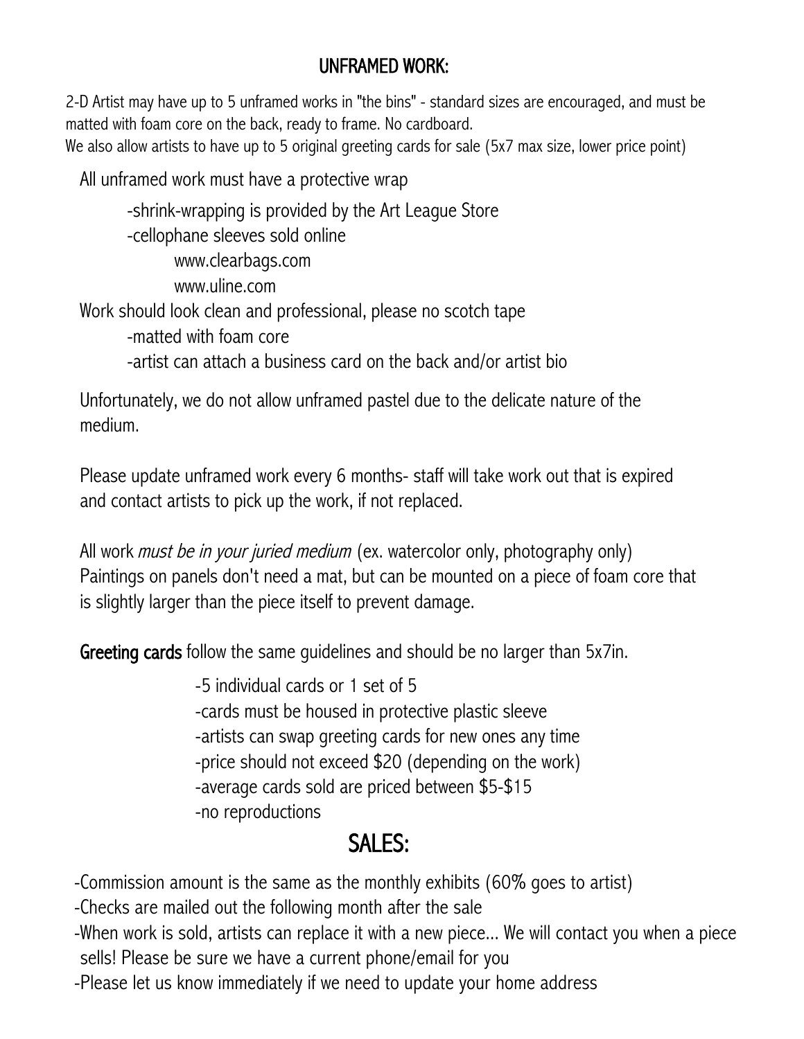## UNFRAMED WORK:

2-D Artist may have up to 5 unframed works in "the bins" - standard sizes are encouraged, and must be matted with foam core on the back, ready to frame. No cardboard.
We also allow artists to have up to 5 original greeting cards for sale (5x7 max size, lower price point)

All unframed work must have a protective wrap

- shrink-wrapping is provided by the Art League Store
- cellophane sleeves sold online
  - www.clearbags.com
  - www.uline.com

Work should look clean and professional, please no scotch tape

- matted with foam core
- artist can attach a business card on the back and/or artist bio

Unfortunately, we do not allow unframed pastel due to the delicate nature of the medium.

Please update unframed work every 6 months- staff will take work out that is expired and contact artists to pick up the work, if not replaced.

All work *must be in your juried medium* (ex. watercolor only, photography only)
Paintings on panels don't need a mat, but can be mounted on a piece of foam core that is slightly larger than the piece itself to prevent damage.

**Greeting cards** follow the same guidelines and should be no larger than 5x7in.

- 5 individual cards or 1 set of 5
- cards must be housed in protective plastic sleeve
- artists can swap greeting cards for new ones any time
- price should not exceed $20 (depending on the work)
- average cards sold are priced between $5-$15
- no reproductions

## SALES:

- Commission amount is the same as the monthly exhibits (60% goes to artist)
- Checks are mailed out the following month after the sale
- When work is sold, artists can replace it with a new piece... We will contact you when a piece sells! Please be sure we have a current phone/email for you
- Please let us know immediately if we need to update your home address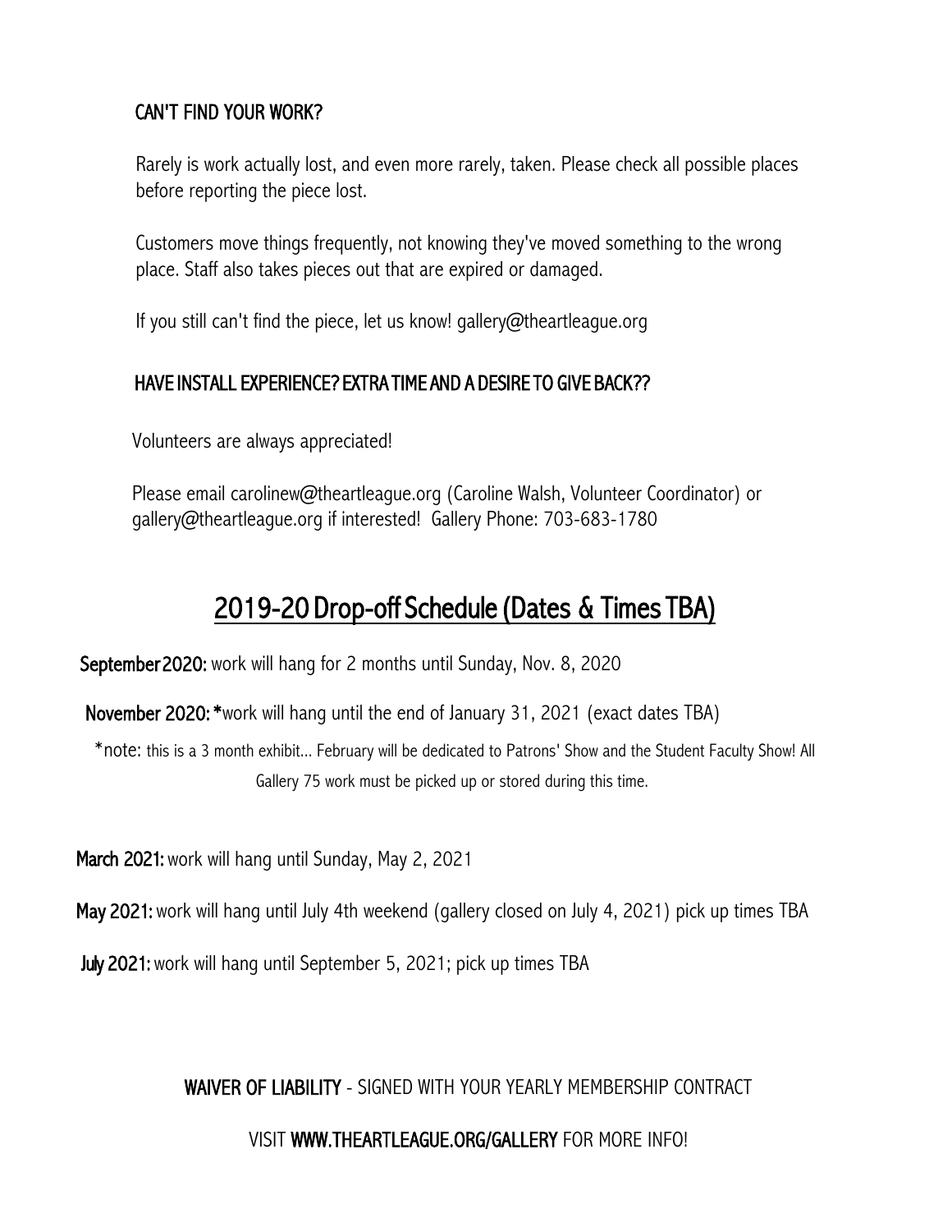### CAN'T FIND YOUR WORK?

Rarely is work actually lost, and even more rarely, taken. Please check all possible places before reporting the piece lost.

Customers move things frequently, not knowing they've moved something to the wrong place. Staff also takes pieces out that are expired or damaged.

If you still can't find the piece, let us know! gallery@theartleague.org

### HAVE INSTALL EXPERIENCE? EXTRA TIME AND A DESIRE TO GIVE BACK??

Volunteers are always appreciated!

Please email carolinew@theartleague.org (Caroline Walsh, Volunteer Coordinator) or gallery@theartleague.org if interested! Gallery Phone: 703-683-1780

## 2019-20 Drop-off Schedule (Dates & Times TBA)

**September 2020:** work will hang for 2 months until Sunday, Nov. 8, 2020

**November 2020:** *work will hang until the end of January 31, 2021 (exact dates TBA)

*note: this is a 3 month exhibit... February will be dedicated to Patrons' Show and the Student Faculty Show! All Gallery 75 work must be picked up or stored during this time.

**March 2021:** work will hang until Sunday, May 2, 2021

**May 2021:** work will hang until July 4th weekend (gallery closed on July 4, 2021) pick up times TBA

**July 2021:** work will hang until September 5, 2021; pick up times TBA

**WAIVER OF LIABILITY** - SIGNED WITH YOUR YEARLY MEMBERSHIP CONTRACT

VISIT **WWW.THEARTLEAGUE.ORG/GALLERY** FOR MORE INFO!